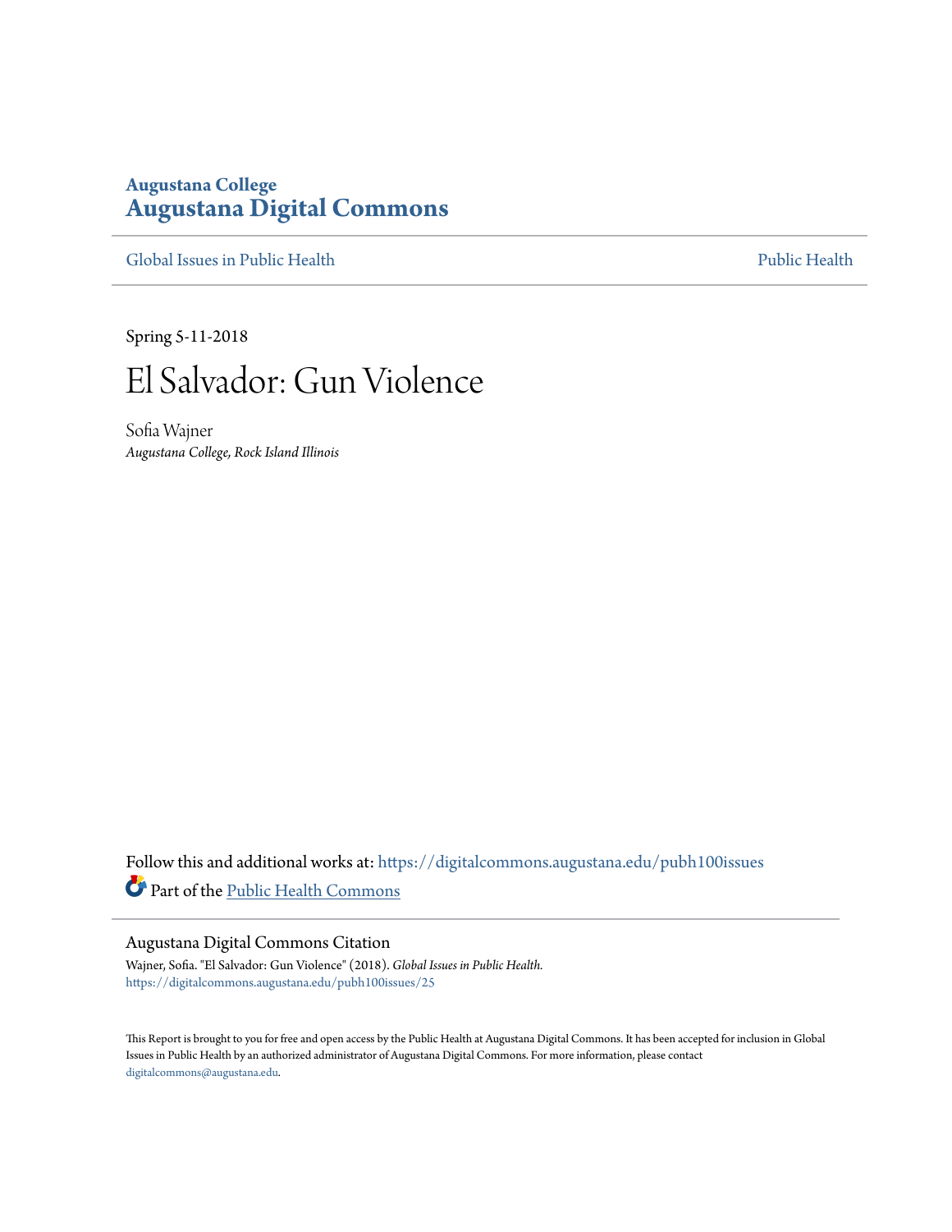# Augustana College
# Augustana Digital Commons

Global Issues in Public Health | Public Health

Spring 5-11-2018

# El Salvador: Gun Violence

Sofia Wajner
*Augustana College, Rock Island Illinois*

Follow this and additional works at: https://digitalcommons.augustana.edu/pubh100issues

Part of the Public Health Commons

## Augustana Digital Commons Citation

Wajner, Sofia. "El Salvador: Gun Violence" (2018). *Global Issues in Public Health.*
https://digitalcommons.augustana.edu/pubh100issues/25

This Report is brought to you for free and open access by the Public Health at Augustana Digital Commons. It has been accepted for inclusion in Global Issues in Public Health by an authorized administrator of Augustana Digital Commons. For more information, please contact digitalcommons@augustana.edu.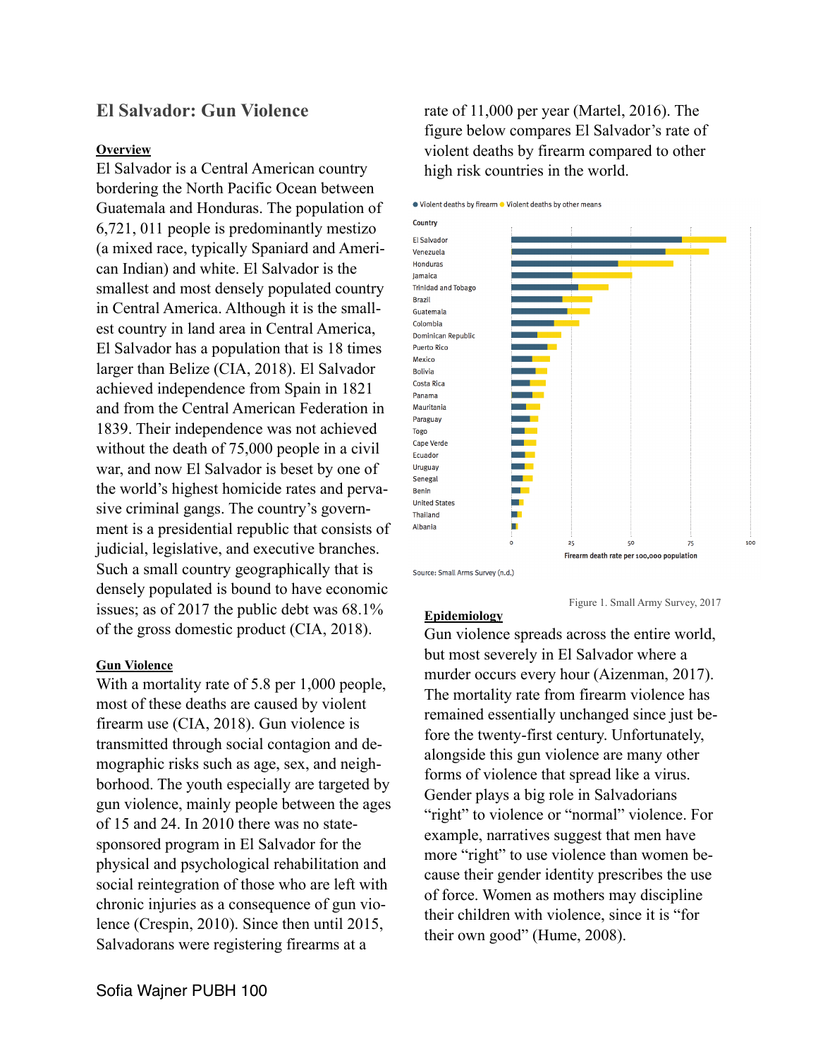## El Salvador: Gun Violence

**Overview**

El Salvador is a Central American country bordering the North Pacific Ocean between Guatemala and Honduras. The population of 6,721, 011 people is predominantly mestizo (a mixed race, typically Spaniard and American Indian) and white. El Salvador is the smallest and most densely populated country in Central America. Although it is the smallest country in land area in Central America, El Salvador has a population that is 18 times larger than Belize (CIA, 2018). El Salvador achieved independence from Spain in 1821 and from the Central American Federation in 1839. Their independence was not achieved without the death of 75,000 people in a civil war, and now El Salvador is beset by one of the world's highest homicide rates and pervasive criminal gangs. The country's government is a presidential republic that consists of judicial, legislative, and executive branches. Such a small country geographically that is densely populated is bound to have economic issues; as of 2017 the public debt was 68.1% of the gross domestic product (CIA, 2018).

**Gun Violence**

With a mortality rate of 5.8 per 1,000 people, most of these deaths are caused by violent firearm use (CIA, 2018). Gun violence is transmitted through social contagion and demographic risks such as age, sex, and neighborhood. The youth especially are targeted by gun violence, mainly people between the ages of 15 and 24. In 2010 there was no state-sponsored program in El Salvador for the physical and psychological rehabilitation and social reintegration of those who are left with chronic injuries as a consequence of gun violence (Crespin, 2010). Since then until 2015, Salvadorans were registering firearms at a rate of 11,000 per year (Martel, 2016). The figure below compares El Salvador's rate of violent deaths by firearm compared to other high risk countries in the world.

Source: Small Arms Survey (n.d.)

Figure 1. Small Army Survey, 2017

**Epidemiology**

Gun violence spreads across the entire world, but most severely in El Salvador where a murder occurs every hour (Aizenman, 2017). The mortality rate from firearm violence has remained essentially unchanged since just before the twenty-first century. Unfortunately, alongside this gun violence are many other forms of violence that spread like a virus. Gender plays a big role in Salvadorans "right" to violence or "normal" violence. For example, narratives suggest that men have more "right" to use violence than women because their gender identity prescribes the use of force. Women as mothers may discipline their children with violence, since it is "for their own good" (Hume, 2008).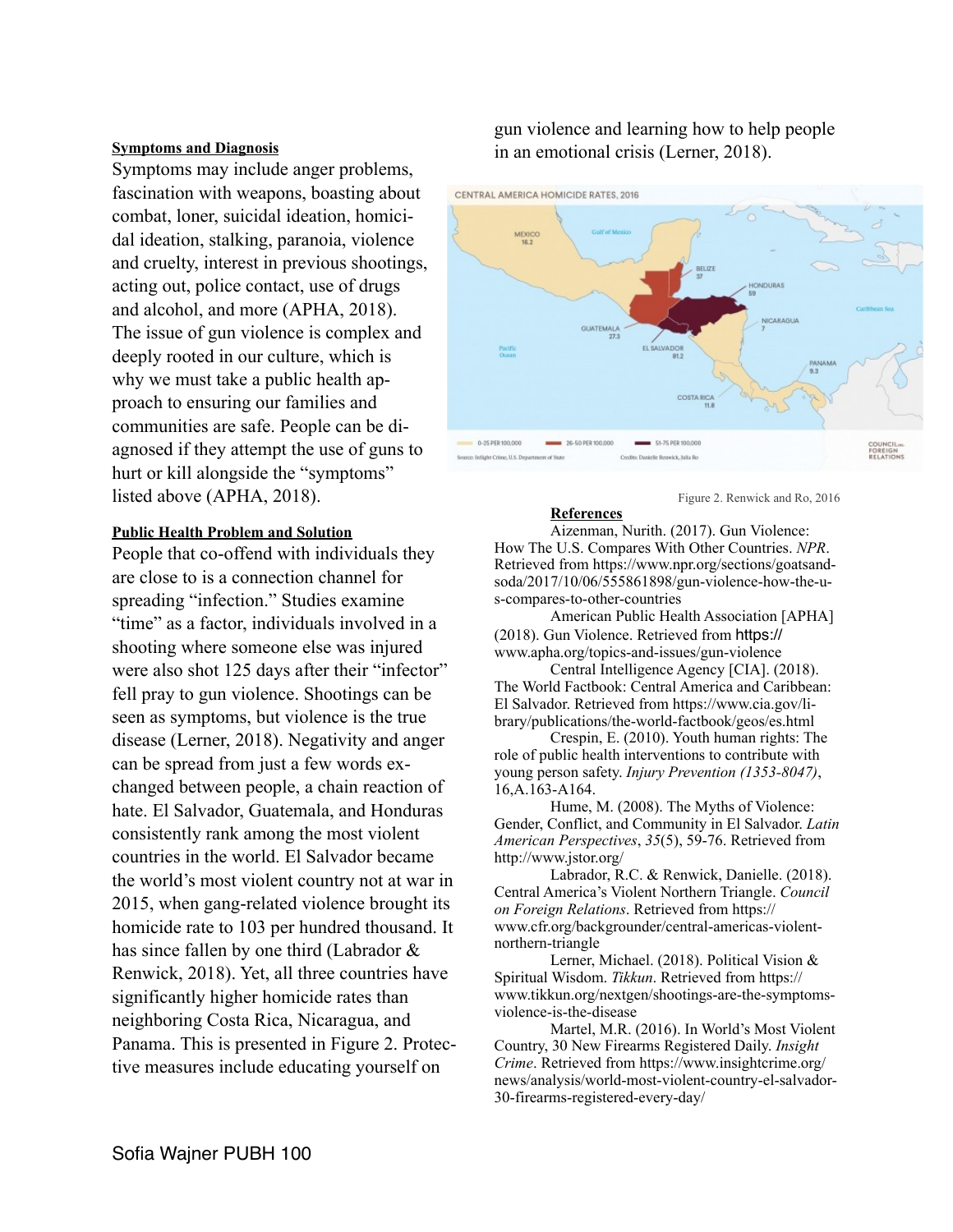**Symptoms and Diagnosis**

Symptoms may include anger problems, fascination with weapons, boasting about combat, loner, suicidal ideation, homicidal ideation, stalking, paranoia, violence and cruelty, interest in previous shootings, acting out, police contact, use of drugs and alcohol, and more (APHA, 2018). The issue of gun violence is complex and deeply rooted in our culture, which is why we must take a public health approach to ensuring our families and communities are safe. People can be diagnosed if they attempt the use of guns to hurt or kill alongside the "symptoms" listed above (APHA, 2018).

**Public Health Problem and Solution**

People that co-offend with individuals they are close to is a connection channel for spreading "infection." Studies examine "time" as a factor, individuals involved in a shooting where someone else was injured were also shot 125 days after their "infector" fell pray to gun violence. Shootings can be seen as symptoms, but violence is the true disease (Lerner, 2018). Negativity and anger can be spread from just a few words exchanged between people, a chain reaction of hate. El Salvador, Guatemala, and Honduras consistently rank among the most violent countries in the world. El Salvador became the world's most violent country not at war in 2015, when gang-related violence brought its homicide rate to 103 per hundred thousand. It has since fallen by one third (Labrador & Renwick, 2018). Yet, all three countries have significantly higher homicide rates than neighboring Costa Rica, Nicaragua, and Panama. This is presented in Figure 2. Protective measures include educating yourself on gun violence and learning how to help people in an emotional crisis (Lerner, 2018).

CENTRAL AMERICA HOMICIDE RATES, 2016

MEXICO 16.2

Gulf of Mexico

BELIZE 37

HONDURAS 59

Caribbean Sea

NICARAGUA 7

GUATEMALA 27.3

Pacific Ocean

EL SALVADOR 81.2

PANAMA 9.3

COSTA RICA 11.8

0–25 PER 100,000

26–50 PER 100,000

51–75 PER 100,000

Source: InSight Crime, U.S. Department of State

Credits: Danielle Renwick, Julia Ro

COUNCIL on FOREIGN RELATIONS

Figure 2. Renwick and Ro, 2016

**References**

Aizenman, Nurith. (2017). Gun Violence: How The U.S. Compares With Other Countries. *NPR*. Retrieved from https://www.npr.org/sections/goatsandsoda/2017/10/06/555861898/gun-violence-how-the-u-s-compares-to-other-countries

American Public Health Association [APHA] (2018). Gun Violence. Retrieved from https://www.apha.org/topics-and-issues/gun-violence

Central Intelligence Agency [CIA]. (2018). The World Factbook: Central America and Caribbean: El Salvador. Retrieved from https://www.cia.gov/library/publications/the-world-factbook/geos/es.html

Crespin, E. (2010). Youth human rights: The role of public health interventions to contribute with young person safety. *Injury Prevention (1353-8047)*, 16,A.163-A164.

Hume, M. (2008). The Myths of Violence: Gender, Conflict, and Community in El Salvador. *Latin American Perspectives*, *35*(5), 59-76. Retrieved from http://www.jstor.org/

Labrador, R.C. & Renwick, Danielle. (2018). Central America's Violent Northern Triangle. *Council on Foreign Relations*. Retrieved from https://www.cfr.org/backgrounder/central-americas-violent-northern-triangle

Lerner, Michael. (2018). Political Vision & Spiritual Wisdom. *Tikkun*. Retrieved from https://www.tikkun.org/nextgen/shootings-are-the-symptoms-violence-is-the-disease

Martel, M.R. (2016). In World's Most Violent Country, 30 New Firearms Registered Daily. *Insight Crime*. Retrieved from https://www.insightcrime.org/news/analysis/world-most-violent-country-el-salvador-30-firearms-registered-every-day/